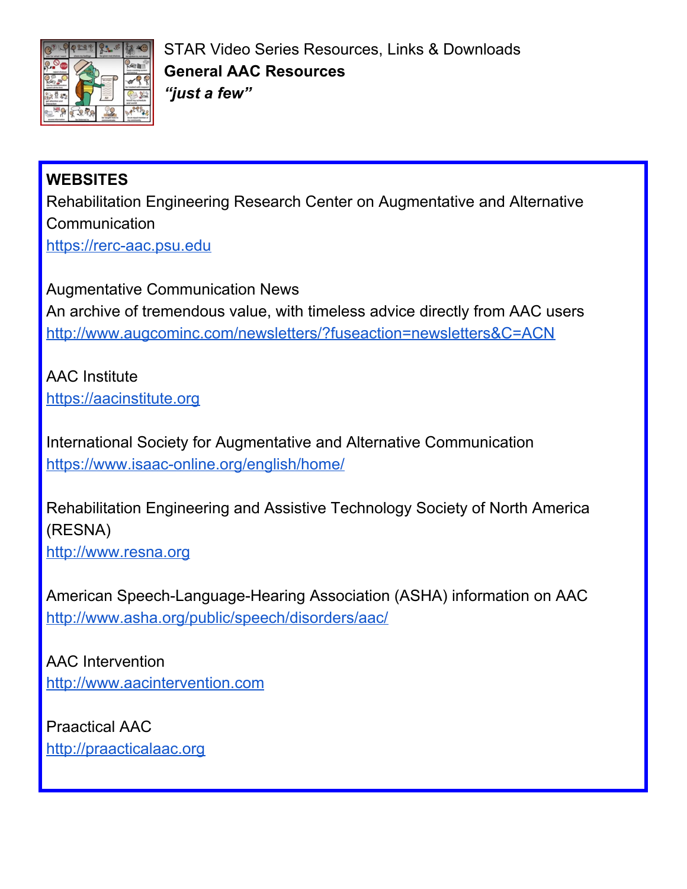STAR Video Series Resources, Links & Downloads

**General AAC Resources**

***"just a few"***

**WEBSITES**

Rehabilitation Engineering Research Center on Augmentative and Alternative Communication
https://rerc-aac.psu.edu

Augmentative Communication News
An archive of tremendous value, with timeless advice directly from AAC users
http://www.augcominc.com/newsletters/?fuseaction=newsletters&C=ACN

AAC Institute
https://aacinstitute.org

International Society for Augmentative and Alternative Communication
https://www.isaac-online.org/english/home/

Rehabilitation Engineering and Assistive Technology Society of North America (RESNA)
http://www.resna.org

American Speech-Language-Hearing Association (ASHA) information on AAC
http://www.asha.org/public/speech/disorders/aac/

AAC Intervention
http://www.aacintervention.com

Praactical AAC
http://praacticalaac.org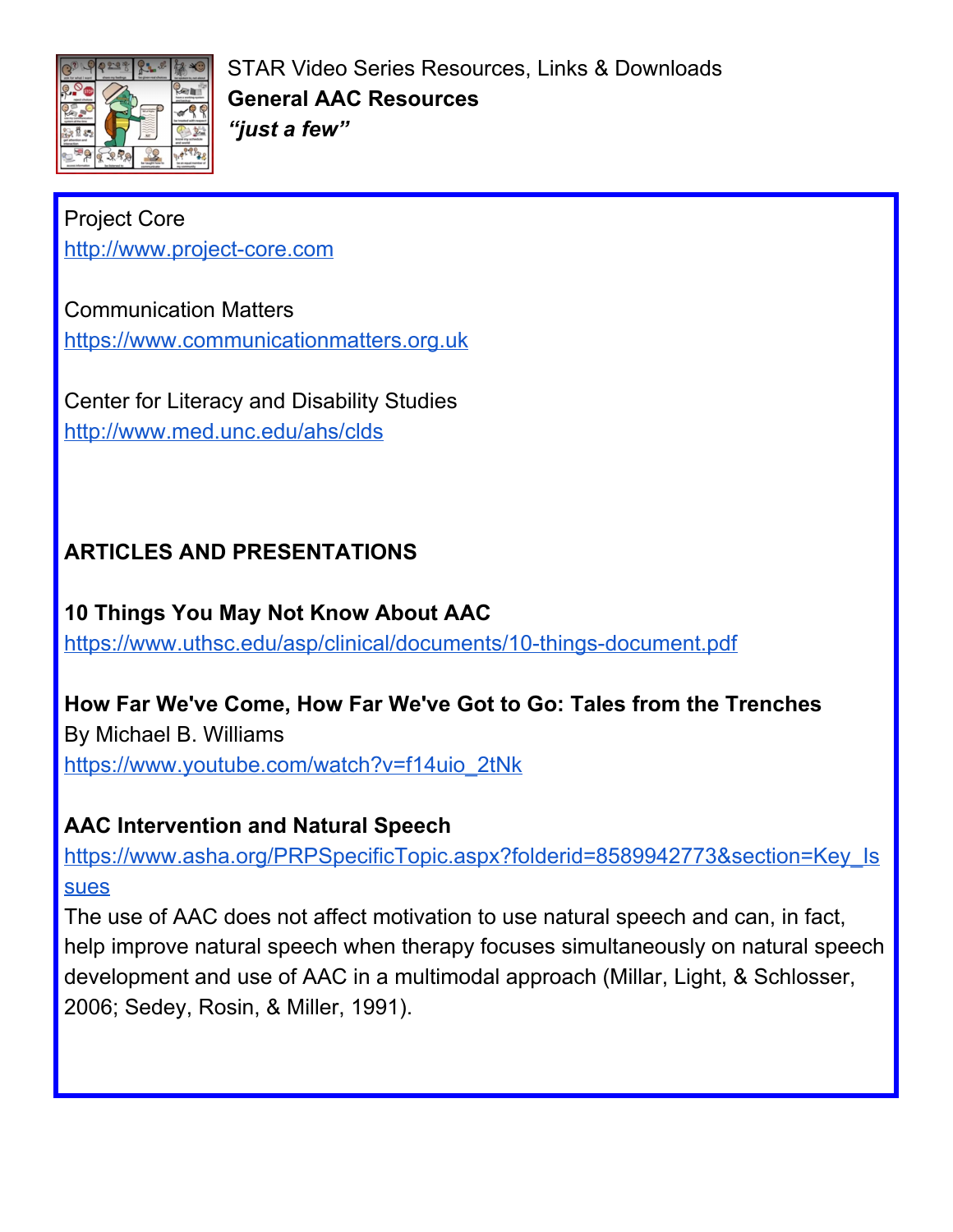STAR Video Series Resources, Links & Downloads

**General AAC Resources**

***"just a few"***

Project Core
http://www.project-core.com

Communication Matters
https://www.communicationmatters.org.uk

Center for Literacy and Disability Studies
http://www.med.unc.edu/ahs/clds

**ARTICLES AND PRESENTATIONS**

**10 Things You May Not Know About AAC**
https://www.uthsc.edu/asp/clinical/documents/10-things-document.pdf

**How Far We've Come, How Far We've Got to Go: Tales from the Trenches**
By Michael B. Williams
https://www.youtube.com/watch?v=f14uio_2tNk

**AAC Intervention and Natural Speech**
https://www.asha.org/PRPSpecificTopic.aspx?folderid=8589942773&section=Key_Issues
The use of AAC does not affect motivation to use natural speech and can, in fact, help improve natural speech when therapy focuses simultaneously on natural speech development and use of AAC in a multimodal approach (Millar, Light, & Schlosser, 2006; Sedey, Rosin, & Miller, 1991).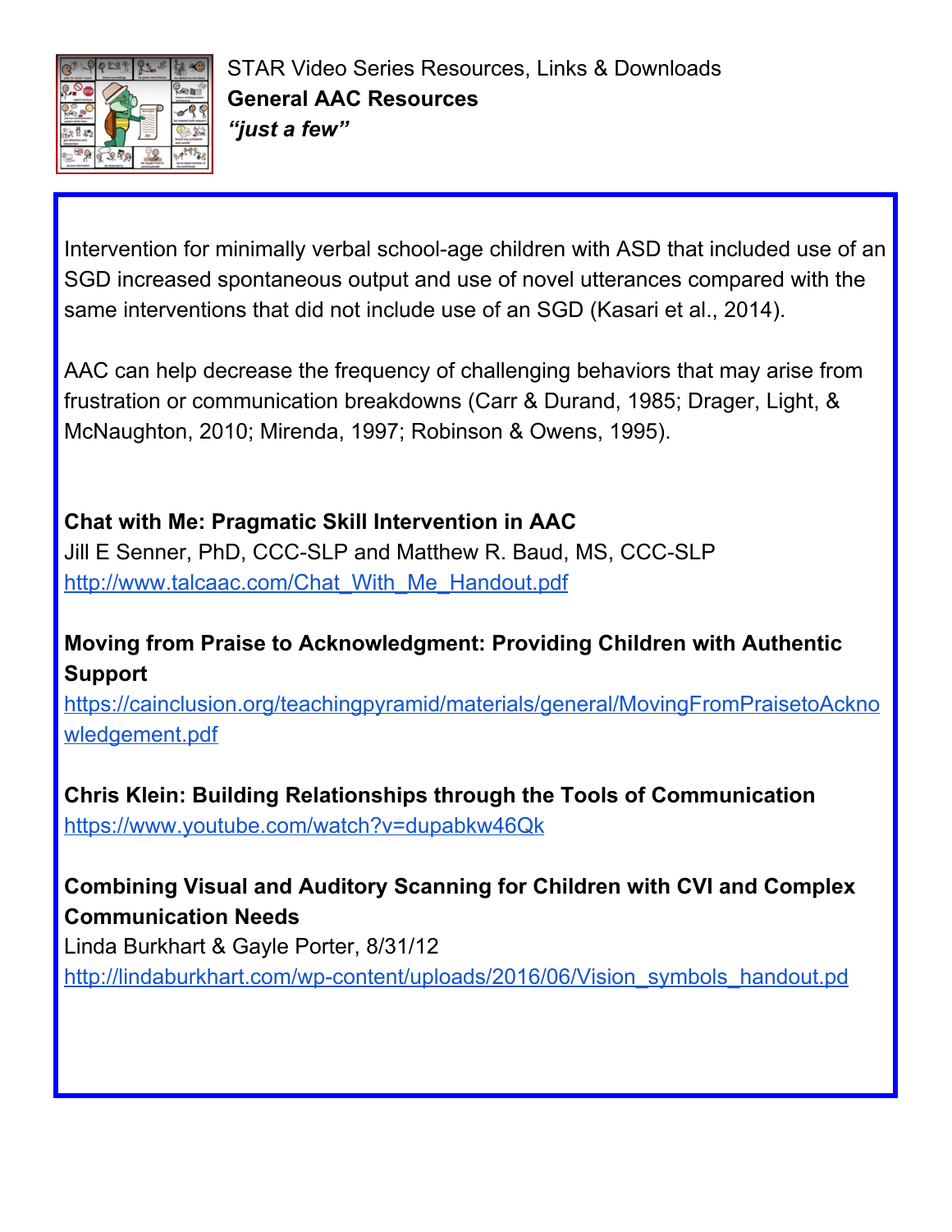STAR Video Series Resources, Links & Downloads
**General AAC Resources**
***"just a few"***

Intervention for minimally verbal school-age children with ASD that included use of an SGD increased spontaneous output and use of novel utterances compared with the same interventions that did not include use of an SGD (Kasari et al., 2014).

AAC can help decrease the frequency of challenging behaviors that may arise from frustration or communication breakdowns (Carr & Durand, 1985; Drager, Light, & McNaughton, 2010; Mirenda, 1997; Robinson & Owens, 1995).

**Chat with Me: Pragmatic Skill Intervention in AAC**
Jill E Senner, PhD, CCC-SLP and Matthew R. Baud, MS, CCC-SLP
http://www.talcaac.com/Chat_With_Me_Handout.pdf

**Moving from Praise to Acknowledgment: Providing Children with Authentic Support**
https://cainclusion.org/teachingpyramid/materials/general/MovingFromPraisetoAcknowledgement.pdf

**Chris Klein: Building Relationships through the Tools of Communication**
https://www.youtube.com/watch?v=dupabkw46Qk

**Combining Visual and Auditory Scanning for Children with CVI and Complex Communication Needs**
Linda Burkhart & Gayle Porter, 8/31/12
http://lindaburkhart.com/wp-content/uploads/2016/06/Vision_symbols_handout.pd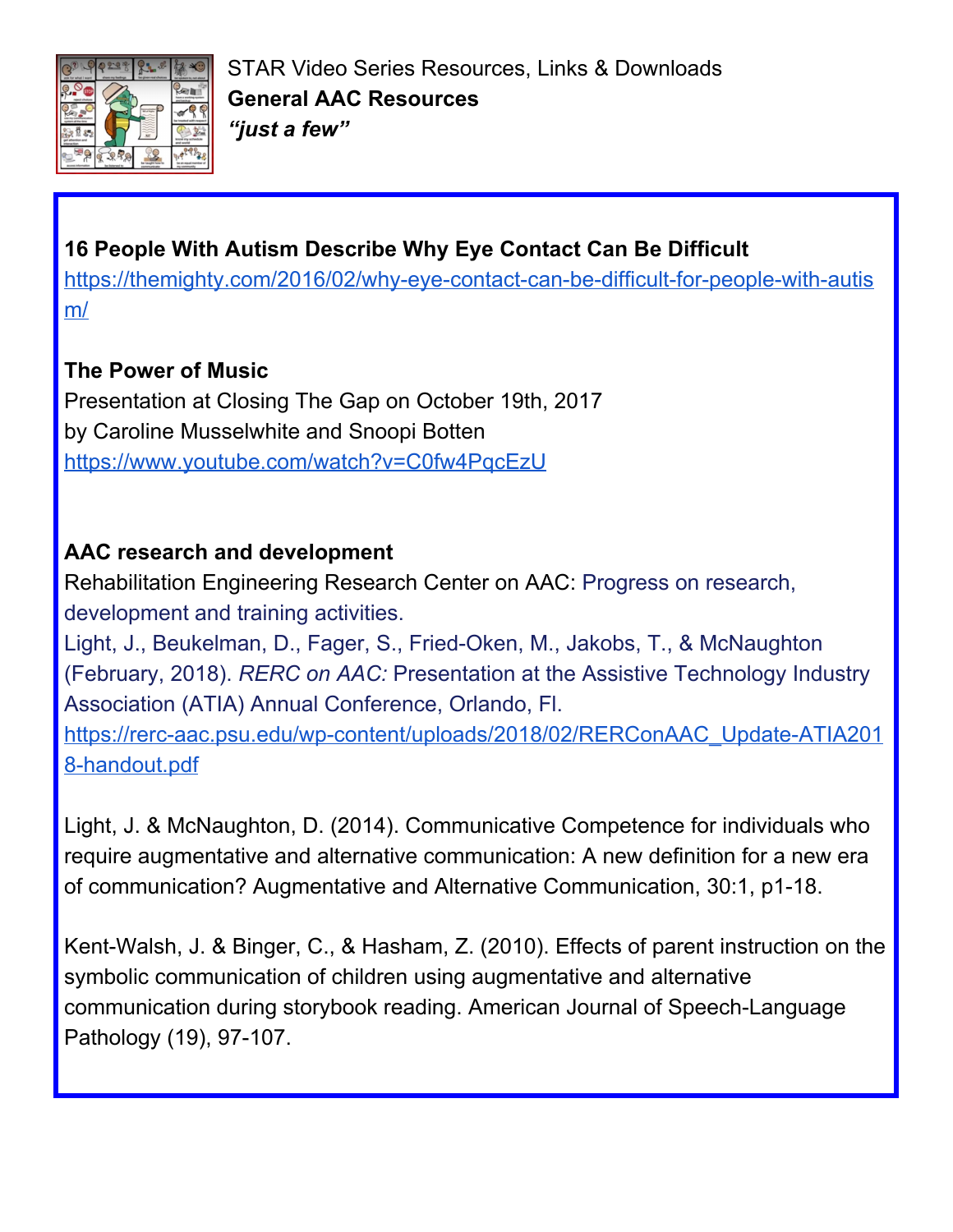STAR Video Series Resources, Links & Downloads

**General AAC Resources**

***"just a few"***

**16 People With Autism Describe Why Eye Contact Can Be Difficult**
https://themighty.com/2016/02/why-eye-contact-can-be-difficult-for-people-with-autism/

**The Power of Music**
Presentation at Closing The Gap on October 19th, 2017
by Caroline Musselwhite and Snoopi Botten
https://www.youtube.com/watch?v=C0fw4PqcEzU

**AAC research and development**
Rehabilitation Engineering Research Center on AAC: Progress on research, development and training activities.
Light, J., Beukelman, D., Fager, S., Fried-Oken, M., Jakobs, T., & McNaughton (February, 2018). *RERC on AAC:* Presentation at the Assistive Technology Industry Association (ATIA) Annual Conference, Orlando, Fl.
https://rerc-aac.psu.edu/wp-content/uploads/2018/02/RERConAAC_Update-ATIA2018-handout.pdf

Light, J. & McNaughton, D. (2014). Communicative Competence for individuals who require augmentative and alternative communication: A new definition for a new era of communication? Augmentative and Alternative Communication, 30:1, p1-18.

Kent-Walsh, J. & Binger, C., & Hasham, Z. (2010). Effects of parent instruction on the symbolic communication of children using augmentative and alternative communication during storybook reading. American Journal of Speech-Language Pathology (19), 97-107.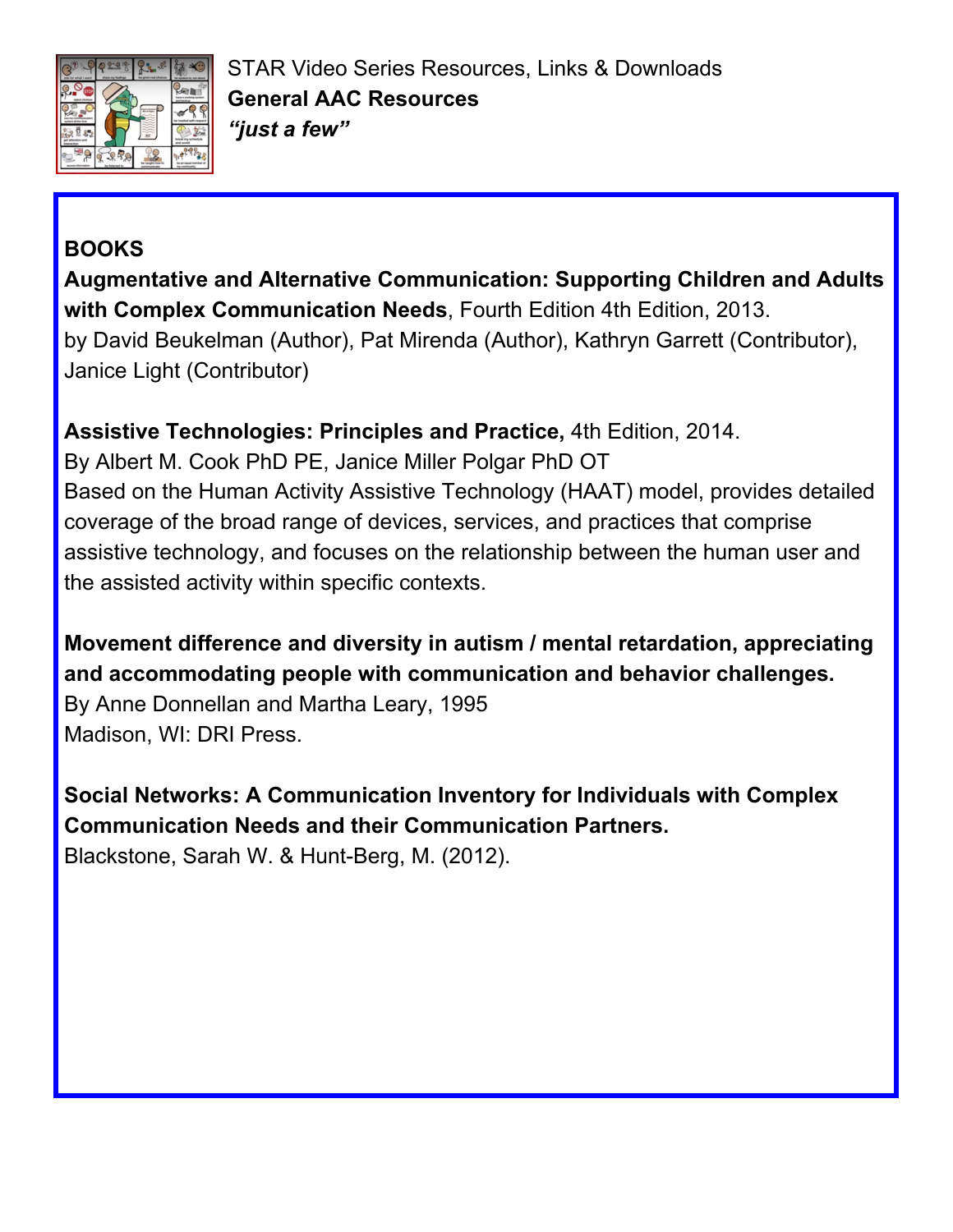STAR Video Series Resources, Links & Downloads

**General AAC Resources**

***"just a few"***

**BOOKS**

**Augmentative and Alternative Communication: Supporting Children and Adults with Complex Communication Needs**, Fourth Edition 4th Edition, 2013.
by David Beukelman (Author), Pat Mirenda (Author), Kathryn Garrett (Contributor), Janice Light (Contributor)

**Assistive Technologies: Principles and Practice,** 4th Edition, 2014.
By Albert M. Cook PhD PE, Janice Miller Polgar PhD OT
Based on the Human Activity Assistive Technology (HAAT) model, provides detailed coverage of the broad range of devices, services, and practices that comprise assistive technology, and focuses on the relationship between the human user and the assisted activity within specific contexts.

**Movement difference and diversity in autism / mental retardation, appreciating and accommodating people with communication and behavior challenges.**
By Anne Donnellan and Martha Leary, 1995
Madison, WI: DRI Press.

**Social Networks: A Communication Inventory for Individuals with Complex Communication Needs and their Communication Partners.**
Blackstone, Sarah W. & Hunt-Berg, M. (2012).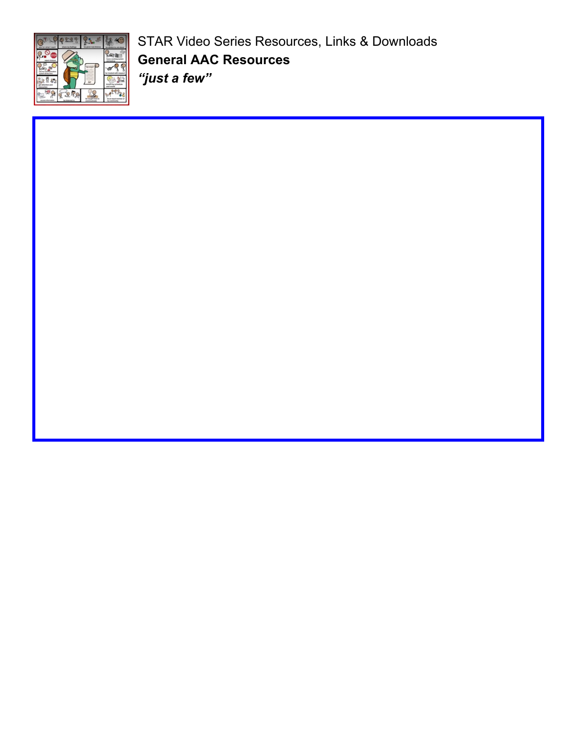STAR Video Series Resources, Links & Downloads

**General AAC Resources**

***"just a few"***